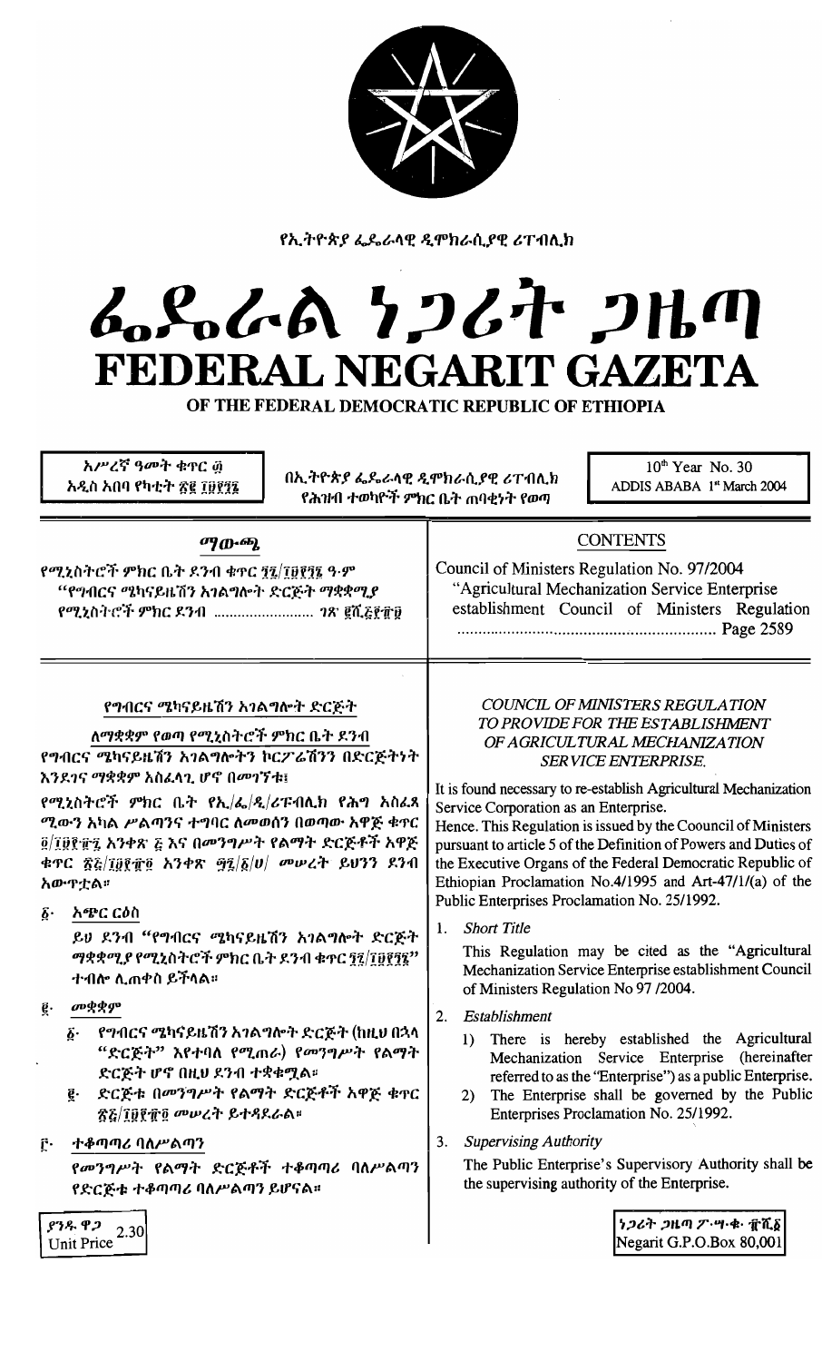የኢትዮጵያ ፌዴራላዊ ዲሞክራሲያዊ ሪፐብሊክ

# ፌዴራል ነጋሪት ጋዜጣ
# FEDERAL NEGARIT GAZETA
## OF THE FEDERAL DEMOCRATIC REPUBLIC OF ETHIOPIA

አሥረኛ ዓመት ቁጥር ፴
አዲስ አበባ የካቲት ፳፪ ፲፱፻፺፮

በኢትዮጵያ ፌዴራላዊ ዲሞክራሲያዊ ሪፐብሊክ
የሕዝብ ተወካዮች ምክር ቤት ጠባቂነት የወጣ

10th Year No. 30
ADDIS ABABA 1st March 2004

## ማውጫ

የሚኒስትሮች ምክር ቤት ደንብ ቁጥር ፺፯/፲፱፻፺፮ ዓ.ም
"የግብርና ሜካናይዜሽን አገልግሎት ድርጅት ማቋቋሚያ የሚኒስትሮች ምክር ደንብ ........................ ገጽ ፪ሺ፭፻፹፱

## CONTENTS

Council of Ministers Regulation No. 97/2004
"Agricultural Mechanization Service Enterprise establishment Council of Ministers Regulation ...................................................... Page 2589

### የግብርና ሜካናይዜሽን አገልግሎት ድርጅት ለማቋቋም የወጣ የሚኒስትሮች ምክር ቤት ደንብ

የግብርና ሜካናይዜሽን አገልግሎትን ኮርፖሬሽንን በድርጅትነት እንደገና ማቋቋም አስፈላጊ ሆኖ በመገኘቱ፣

የሚኒስትሮች ምክር ቤት የኢ/ፌ/ዲ/ሪፐብሊክ የሕግ አስፈጻሚውን አካል ሥልጣንና ተግባር ለመወሰን በወጣው አዋጅ ቁጥር ፬/፲፱፻፹፯ አንቀጽ ፭ እና በመንግሥት የልማት ድርጅቶች አዋጅ ቁጥር ፳፭/፲፱፻፹፬ አንቀጽ ፵፯/፩/ሀ/ መሠረት ይህንን ደንብ አውጥቷል።

፩· አጭር ርዕስ

ይህ ደንብ "የግብርና ሜካናይዜሽን አገልግሎት ድርጅት ማቋቋሚያ የሚኒስትሮች ምክር ቤት ደንብ ቁጥር ፺፯/፲፱፻፺፮" ተብሎ ሊጠቀስ ይችላል።

፪· መቋቋም

፩· የግብርና ሜካናይዜሽን አገልግሎት ድርጅት (ከዚህ በኋላ "ድርጅት" እየተባለ የሚጠራ) የመንግሥት የልማት ድርጅት ሆኖ በዚህ ደንብ ተቋቁሟል።

፪· ድርጅቱ በመንግሥት የልማት ድርጅቶች አዋጅ ቁጥር ፳፭/፲፱፻፹፬ መሠረት ይተዳደራል።

፫· ተቆጣጣሪ ባለሥልጣን

የመንግሥት የልማት ድርጅቶች ተቆጣጣሪ ባለሥልጣን የድርጅቱ ተቆጣጣሪ ባለሥልጣን ይሆናል።

### *COUNCIL OF MINISTERS REGULATION TO PROVIDE FOR THE ESTABLISHMENT OF AGRICULTURAL MECHANIZATION SERVICE ENTERPRISE.*

It is found necessary to re-establish Agricultural Mechanization Service Corporation as an Enterprise.

Hence. This Regulation is issued by the Coouncil of Ministers pursuant to article 5 of the Definition of Powers and Duties of the Executive Organs of the Federal Democratic Republic of Ethiopian Proclamation No.4/1995 and Art-47/1/(a) of the Public Enterprises Proclamation No. 25/1992.

1. *Short Title*

   This Regulation may be cited as the "Agricultural Mechanization Service Enterprise establishment Council of Ministers Regulation No 97 /2004.

2. *Establishment*

   1) There is hereby established the Agricultural Mechanization Service Enterprise (hereinafter referred to as the "Enterprise") as a public Enterprise.
   2) The Enterprise shall be governed by the Public Enterprises Proclamation No. 25/1992.

3. *Supervising Authority*

   The Public Enterprise's Supervisory Authority shall be the supervising authority of the Enterprise.

ያንዱ ዋጋ 2.30
Unit Price

ነጋሪት ጋዜጣ ፖ·ሣ·ቁ· ፹ሺ፩
Negarit G.P.O.Box 80,001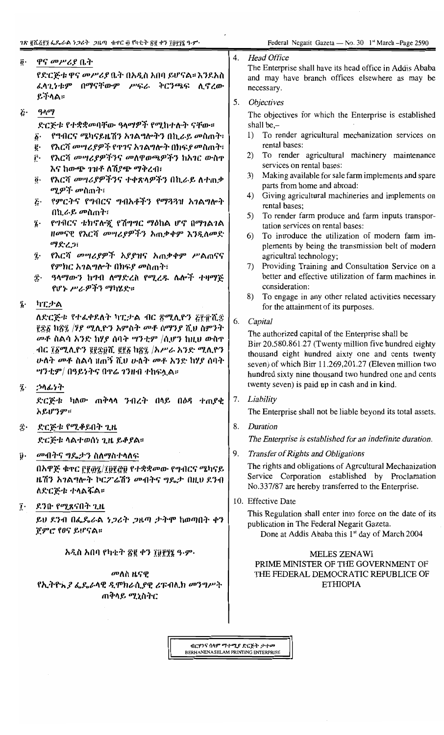፬· ዋና መሥሪያ ቤት

የድርጅቱ ዋና መሥሪያ ቤት በአዲስ አበባ ይሆናል። እንደአስፈላጊነቱም በማናቸውም ሥፍራ ቅርንጫፍ ሊኖረው ይችላል።

፭· ዓላማ

ድርጅቱ የተቋቋመባቸው ዓላማዎች የሚከተሉት ናቸው።

፩· የግብርና ሜካናይዜሽን አገልግሎትን በኪራይ መስጠት፣
፪· የእርሻ መሣሪያዎች የጥገና አገልግሎት በክፍያ መስጠት፣
፫· የእርሻ መሣሪያዎችንና መለዋወጫዎችን ከአገር ውስጥ እና ከውጭ ገዝቶ ለሽያጭ ማቅረብ፣
፬· የእርሻ መሣሪያዎችንና ተቀጽላዎችን በኪራይ ለተጠቃሚዎች መስጠት፣
፭· የምርትና የግብርና ግብአቶችን የማጓጓዝ አገልግሎት በኪራይ መስጠት፣
፮· የግብርና ቴክኖሎጂ የሽግግር ማዕከል ሆኖ በማገልገል ዘመናዊ የእርሻ መሣሪያዎችን አጠቃቀም እንዲለመድ ማድረግ፣
፯· የእርሻ መሣሪያዎች አያያዝና አጠቃቀም ሥልጠናና የምክር አገልግሎት በክፍያ መስጠት፣
፰· ዓላማውን ከግብ ለማድረስ የሚረዱ ሌሎች ተዛማጅ የሆኑ ሥራዎችን ማካሄድ።

፮· ካፒታል

ለድርጅቱ የተፈቀደለት ካፒታል ብር ፳ሚሊዮን ፭፻፹ሺ፰፻፷፩ ከ፳፯ /ሃያ ሚሊዮን አምስት መቶ ሰማንያ ሺህ ስምንት መቶ ስልሳ አንድ ከሃያ ሰባት ሣንቲም /ሲሆን ከዚህ ውስጥ ብር ፲፩ሚሊዮን ፪፻፷፱ሺ ፪፻፩ ከ፳፯ /አሥራ አንድ ሚሊዮን ሁለት መቶ ስልሳ ዘጠኝ ሺህ ሁለት መቶ አንድ ከሃያ ሰባት ሣንቲም/ በዓይነትና በጥሬ ገንዘብ ተከፍሏል።

፯· ኃላፊነት

ድርጅቱ ካለው ጠቅላላ ንብረት በላይ በዕዳ ተጠያቂ አይሆንም።

፰· ድርጅቱ የሚቆይበት ጊዜ

ድርጅቱ ላልተወሰነ ጊዜ ይቆያል።

፱· መብትና ግዴታን ስለማስተላለፍ

በአዋጅ ቁጥር ፫፻፴፯/፲፱፻፹፱ የተቋቋመው የግብርና ሜካናይዜሽን አገልግሎት ኮርፖሬሽን መብትና ግዴታ በዚህ ደንብ ለድርጅቱ ተላልፏል።

፲· ደንቡ የሚጸናበት ጊዜ

ይህ ደንብ በፌዴራል ነጋሪት ጋዜጣ ታትሞ ከወጣበት ቀን ጀምሮ የፀና ይሆናል።

አዲስ አበባ የካቲት ፳፪ ቀን ፲፱፻፺፮ ዓ·ም·

መለስ ዜናዊ
የኢትዮጵያ ፌዴራላዊ ዲሞክራሲያዊ ሪፐብሊክ መንግሥት ጠቅላይ ሚኒስትር

4. *Head Office*

The Enterprise shall have its head office in Addis Ababa and may have branch offices elsewhere as may be necessary.

5. *Objectives*

The objectives for which the Enterprise is established shall be,–

1) To render agricultural mechanization services on rental bases:
2) To render agricultural machinery maintenance services on rental bases:
3) Making available for sale farm implements and spare parts from home and abroad:
4) Giving agricultural machineries and implements on rental bases;
5) To render farm produce and farm inputs transportation services on rental bases:
6) To introduce the utilization of modern farm implements by being the transmission belt of modern agricultural technology;
7) Providing Training and Consultation Service on a better and effective utilization of farm machines in consideration:
8) To engage in any other related activities necessary for the attainment of its purposes.

6. *Capital*

The authorized capital of the Enterprise shall be Birr 20.580.861.27 (Twenty million five hundred eighty thousand eight hundred aixty one and cents twenty seven) of which Birr 11.269,201.27 (Eleven million two hundred sixty nine thousand two hundred one and cents twenty seven) is paid up in cash and in kind.

7. *Liability*

The Enterprise shall not be liable beyond its total assets.

8. *Duration*

*The Enterprise is established for an indefinite duration.*

9. *Transfer of Rights and Obligations*

The rights and obligations of Agrcultural Mechanization Service Corporation established by Proclamation No.337/87 are hereby transferred to the Enterprise.

10. Effective Date

This Regulation shall enter into force on the date of its publication in the Federal Negarit Gazeta.

Done at Addis Ababa this 1st day of March 2004

MELES ZENAWI
PRIME MINISTER OF THE GOVERNMENT OF THE FEDERAL DEMOCRATIC REPUBLICE OF ETHIOPIA

ብርሃንና ሰላም ማተሚያ ድርጅት ታተመ
BERHANENASELAM PRINTING ENTERPRISE